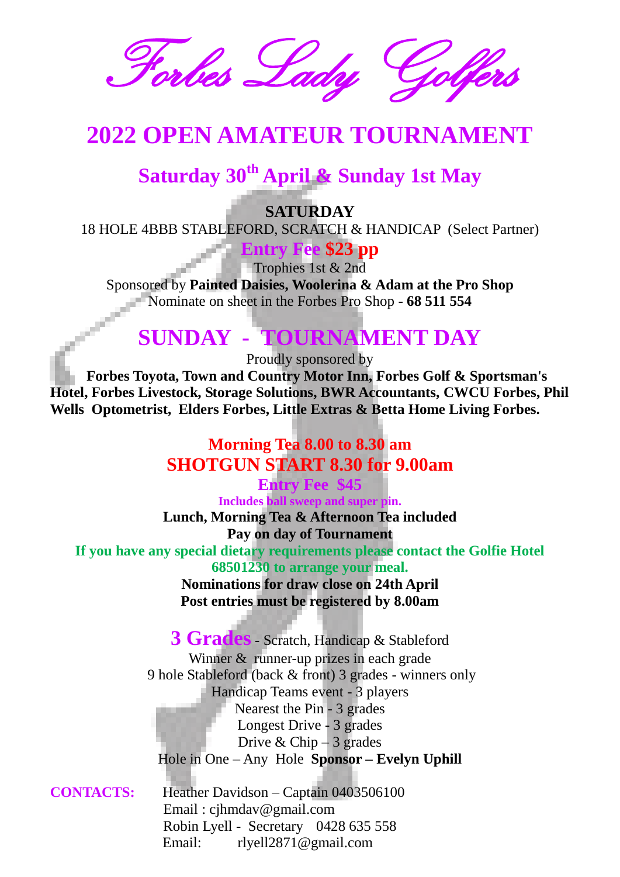# Forbes Lady Golfers

## 2022 OPEN AMATEUR TOURNAMENT

### Saturday 30th April & Sunday 1st May

**SATURDAY**

18 HOLE 4BBB STABLEFORD, SCRATCH & HANDICAP (Select Partner)

**Entry Fee $23 pp**

Trophies 1st & 2nd

Sponsored by **Painted Daisies, Woolerina & Adam at the Pro Shop**

Nominate on sheet in the Forbes Pro Shop - **68 511 554**

## SUNDAY - TOURNAMENT DAY

Proudly sponsored by

**Forbes Toyota, Town and Country Motor Inn, Forbes Golf & Sportsman's Hotel, Forbes Livestock, Storage Solutions, BWR Accountants, CWCU Forbes, Phil Wells Optometrist, Elders Forbes, Little Extras & Betta Home Living Forbes.**

**Morning Tea 8.00 to 8.30 am**

**SHOTGUN START 8.30 for 9.00am**

**Entry Fee $45**

**Includes ball sweep and super pin.**

**Lunch, Morning Tea & Afternoon Tea included**

**Pay on day of Tournament**

**If you have any special dietary requirements please contact the Golfie Hotel 68501230 to arrange your meal.**

**Nominations for draw close on 24th April**

**Post entries must be registered by 8.00am**

**3 Grades** - Scratch, Handicap & Stableford

Winner & runner-up prizes in each grade

9 hole Stableford (back & front) 3 grades - winners only

Handicap Teams event - 3 players

Nearest the Pin - 3 grades

Longest Drive - 3 grades

Drive & Chip – 3 grades

Hole in One – Any Hole **Sponsor – Evelyn Uphill**

**CONTACTS:**

Heather Davidson – Captain 0403506100
Email : cjhmdav@gmail.com
Robin Lyell - Secretary 0428 635 558
Email: rlyell2871@gmail.com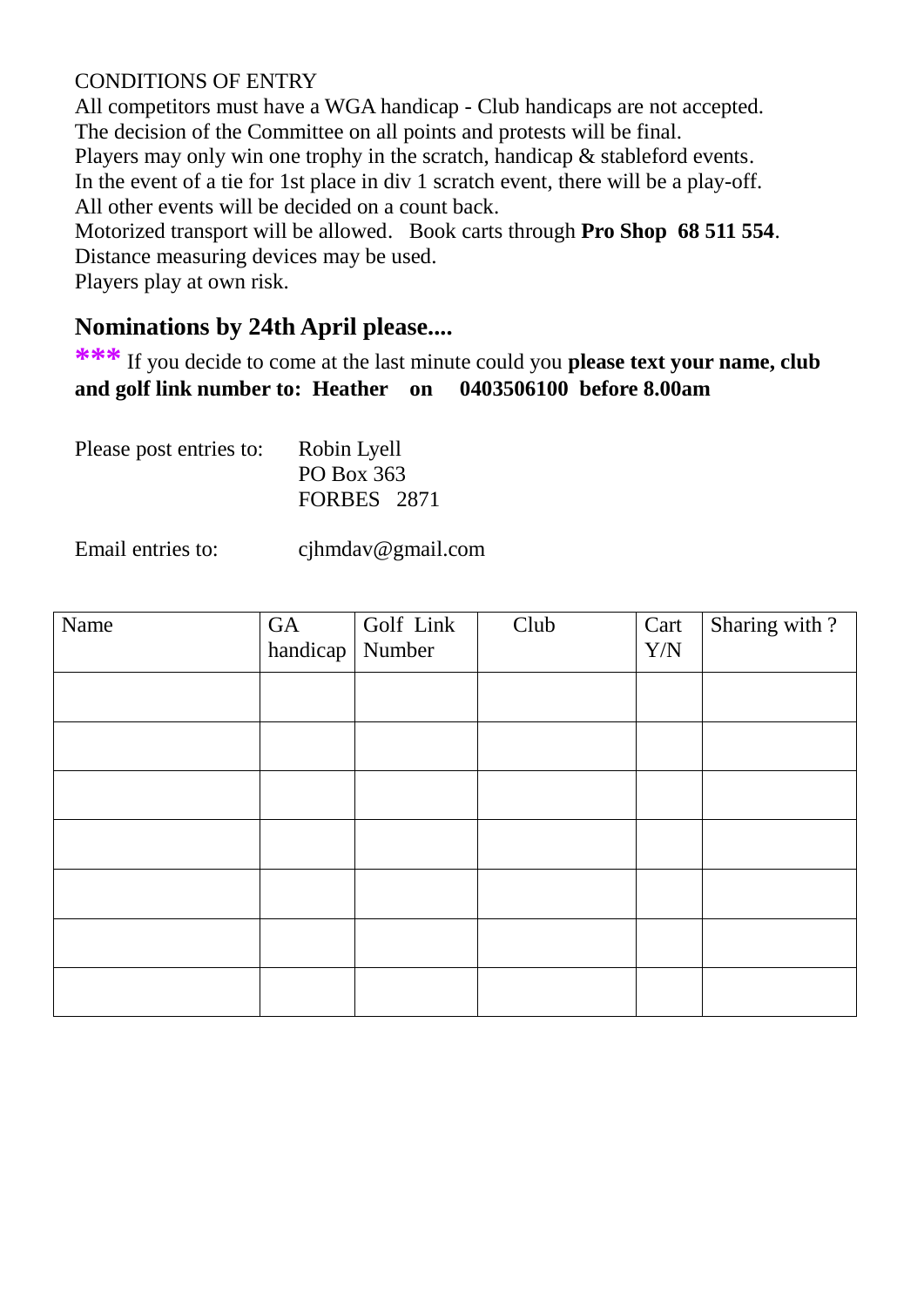CONDITIONS OF ENTRY

All competitors must have a WGA handicap - Club handicaps are not accepted.
The decision of the Committee on all points and protests will be final.
Players may only win one trophy in the scratch, handicap & stableford events.
In the event of a tie for 1st place in div 1 scratch event, there will be a play-off.
All other events will be decided on a count back.
Motorized transport will be allowed. Book carts through **Pro Shop 68 511 554**.
Distance measuring devices may be used.
Players play at own risk.

## Nominations by 24th April please....

*** If you decide to come at the last minute could you **please text your name, club and golf link number to: Heather on 0403506100 before 8.00am**

Please post entries to: Robin Lyell
PO Box 363
FORBES 2871

Email entries to: cjhmdav@gmail.com

| Name | GA handicap | Golf Link Number | Club | Cart Y/N | Sharing with ? |
|---|---|---|---|---|---|
| | | | | | |
| | | | | | |
| | | | | | |
| | | | | | |
| | | | | | |
| | | | | | |
| | | | | | |